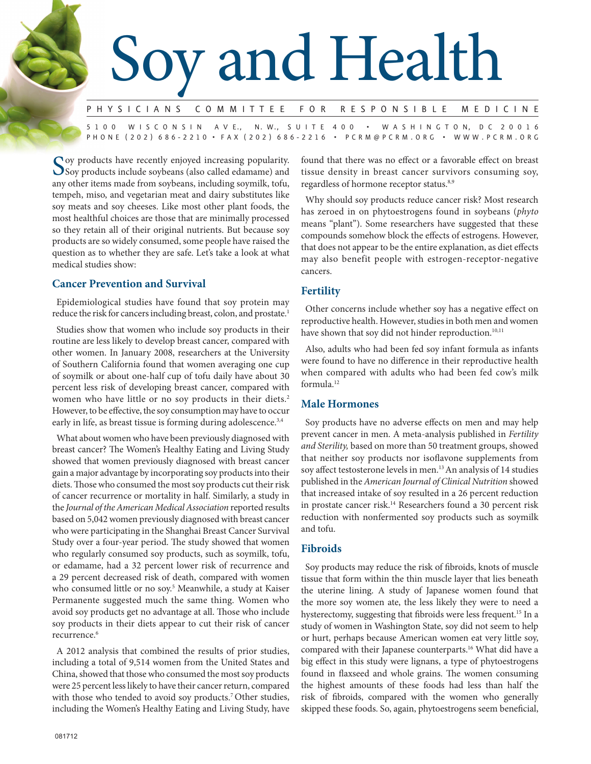# Soy and Health

PHYSICIANS COMMITTEE FOR RESPONSIBLE MEDICINE

5100 WISCONSIN AVE., N.W., SUITE 400 • WASHINGTON, DC 20016
PHONE (202) 686-2210 • FAX (202) 686-2216 • PCRM@PCRM.ORG • WWW.PCRM.ORG

Soy products have recently enjoyed increasing popularity. Soy products include soybeans (also called edamame) and any other items made from soybeans, including soymilk, tofu, tempeh, miso, and vegetarian meat and dairy substitutes like soy meats and soy cheeses. Like most other plant foods, the most healthful choices are those that are minimally processed so they retain all of their original nutrients. But because soy products are so widely consumed, some people have raised the question as to whether they are safe. Let's take a look at what medical studies show:

## Cancer Prevention and Survival

Epidemiological studies have found that soy protein may reduce the risk for cancers including breast, colon, and prostate.[1]

Studies show that women who include soy products in their routine are less likely to develop breast cancer, compared with other women. In January 2008, researchers at the University of Southern California found that women averaging one cup of soymilk or about one-half cup of tofu daily have about 30 percent less risk of developing breast cancer, compared with women who have little or no soy products in their diets.[2] However, to be effective, the soy consumption may have to occur early in life, as breast tissue is forming during adolescence.[3,4]

What about women who have been previously diagnosed with breast cancer? The Women's Healthy Eating and Living Study showed that women previously diagnosed with breast cancer gain a major advantage by incorporating soy products into their diets. Those who consumed the most soy products cut their risk of cancer recurrence or mortality in half. Similarly, a study in the *Journal of the American Medical Association* reported results based on 5,042 women previously diagnosed with breast cancer who were participating in the Shanghai Breast Cancer Survival Study over a four-year period. The study showed that women who regularly consumed soy products, such as soymilk, tofu, or edamame, had a 32 percent lower risk of recurrence and a 29 percent decreased risk of death, compared with women who consumed little or no soy.[5] Meanwhile, a study at Kaiser Permanente suggested much the same thing. Women who avoid soy products get no advantage at all. Those who include soy products in their diets appear to cut their risk of cancer recurrence.[6]

A 2012 analysis that combined the results of prior studies, including a total of 9,514 women from the United States and China, showed that those who consumed the most soy products were 25 percent less likely to have their cancer return, compared with those who tended to avoid soy products.[7] Other studies, including the Women's Healthy Eating and Living Study, have found that there was no effect or a favorable effect on breast tissue density in breast cancer survivors consuming soy, regardless of hormone receptor status.[8,9]

Why should soy products reduce cancer risk? Most research has zeroed in on phytoestrogens found in soybeans (*phyto* means "plant"). Some researchers have suggested that these compounds somehow block the effects of estrogens. However, that does not appear to be the entire explanation, as diet effects may also benefit people with estrogen-receptor-negative cancers.

## Fertility

Other concerns include whether soy has a negative effect on reproductive health. However, studies in both men and women have shown that soy did not hinder reproduction.[10,11]

Also, adults who had been fed soy infant formula as infants were found to have no difference in their reproductive health when compared with adults who had been fed cow's milk formula.[12]

## Male Hormones

Soy products have no adverse effects on men and may help prevent cancer in men. A meta-analysis published in *Fertility and Sterility,* based on more than 50 treatment groups, showed that neither soy products nor isoflavone supplements from soy affect testosterone levels in men.[13] An analysis of 14 studies published in the *American Journal of Clinical Nutrition* showed that increased intake of soy resulted in a 26 percent reduction in prostate cancer risk.[14] Researchers found a 30 percent risk reduction with nonfermented soy products such as soymilk and tofu.

## Fibroids

Soy products may reduce the risk of fibroids, knots of muscle tissue that form within the thin muscle layer that lies beneath the uterine lining. A study of Japanese women found that the more soy women ate, the less likely they were to need a hysterectomy, suggesting that fibroids were less frequent.[15] In a study of women in Washington State, soy did not seem to help or hurt, perhaps because American women eat very little soy, compared with their Japanese counterparts.[16] What did have a big effect in this study were lignans, a type of phytoestrogens found in flaxseed and whole grains. The women consuming the highest amounts of these foods had less than half the risk of fibroids, compared with the women who generally skipped these foods. So, again, phytoestrogens seem beneficial,

081712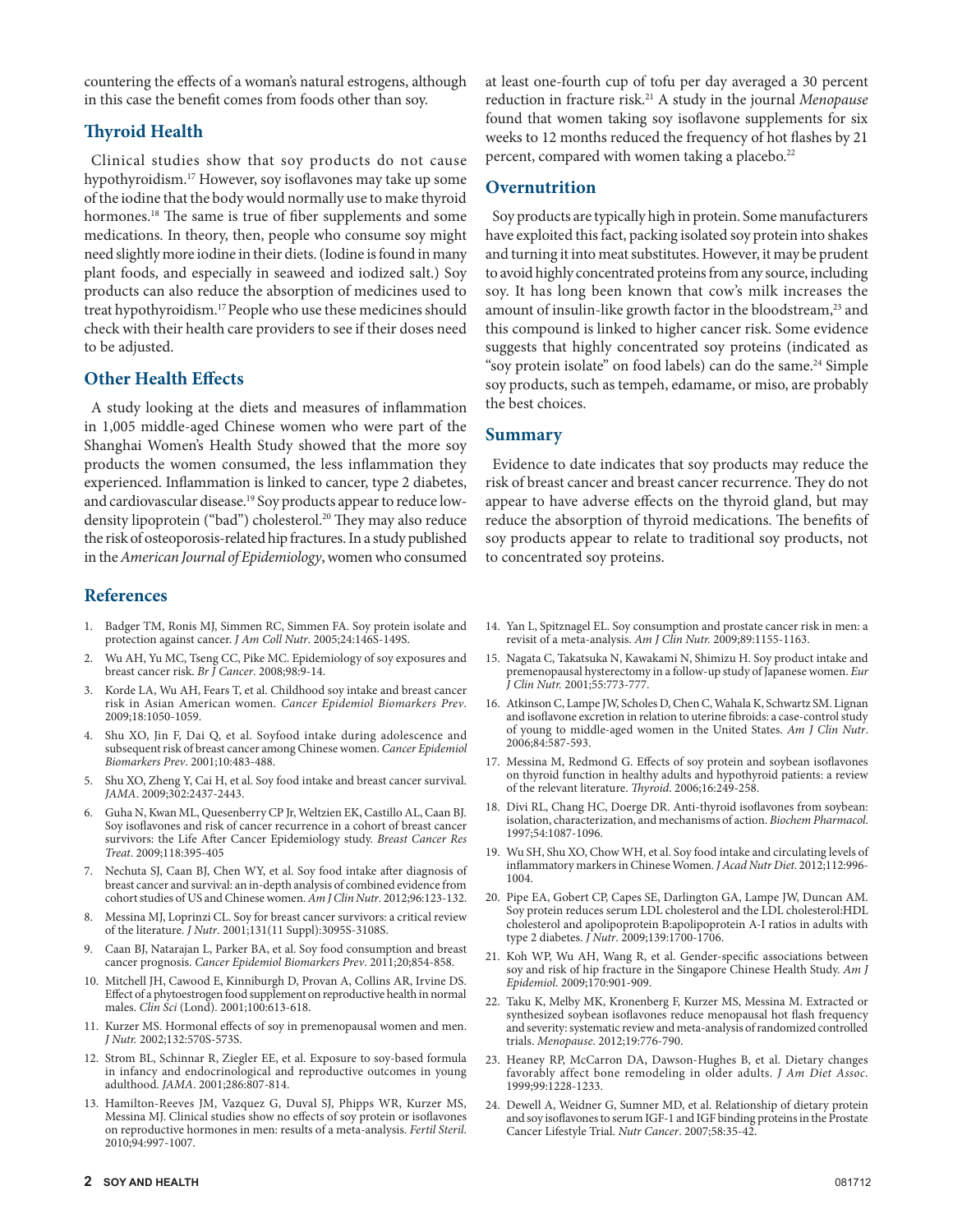countering the effects of a woman's natural estrogens, although in this case the benefit comes from foods other than soy.

## Thyroid Health

Clinical studies show that soy products do not cause hypothyroidism.[17] However, soy isoflavones may take up some of the iodine that the body would normally use to make thyroid hormones.[18] The same is true of fiber supplements and some medications. In theory, then, people who consume soy might need slightly more iodine in their diets. (Iodine is found in many plant foods, and especially in seaweed and iodized salt.) Soy products can also reduce the absorption of medicines used to treat hypothyroidism.[17] People who use these medicines should check with their health care providers to see if their doses need to be adjusted.

## Other Health Effects

A study looking at the diets and measures of inflammation in 1,005 middle-aged Chinese women who were part of the Shanghai Women's Health Study showed that the more soy products the women consumed, the less inflammation they experienced. Inflammation is linked to cancer, type 2 diabetes, and cardiovascular disease.[19] Soy products appear to reduce low-density lipoprotein ("bad") cholesterol.[20] They may also reduce the risk of osteoporosis-related hip fractures. In a study published in the *American Journal of Epidemiology*, women who consumed at least one-fourth cup of tofu per day averaged a 30 percent reduction in fracture risk.[21] A study in the journal *Menopause* found that women taking soy isoflavone supplements for six weeks to 12 months reduced the frequency of hot flashes by 21 percent, compared with women taking a placebo.[22]

## Overnutrition

Soy products are typically high in protein. Some manufacturers have exploited this fact, packing isolated soy protein into shakes and turning it into meat substitutes. However, it may be prudent to avoid highly concentrated proteins from any source, including soy. It has long been known that cow's milk increases the amount of insulin-like growth factor in the bloodstream,[23] and this compound is linked to higher cancer risk. Some evidence suggests that highly concentrated soy proteins (indicated as "soy protein isolate" on food labels) can do the same.[24] Simple soy products, such as tempeh, edamame, or miso, are probably the best choices.

## Summary

Evidence to date indicates that soy products may reduce the risk of breast cancer and breast cancer recurrence. They do not appear to have adverse effects on the thyroid gland, but may reduce the absorption of thyroid medications. The benefits of soy products appear to relate to traditional soy products, not to concentrated soy proteins.

## References

1. Badger TM, Ronis MJ, Simmen RC, Simmen FA. Soy protein isolate and protection against cancer. *J Am Coll Nutr*. 2005;24:146S-149S.
2. Wu AH, Yu MC, Tseng CC, Pike MC. Epidemiology of soy exposures and breast cancer risk. *Br J Cancer*. 2008;98:9-14.
3. Korde LA, Wu AH, Fears T, et al. Childhood soy intake and breast cancer risk in Asian American women. *Cancer Epidemiol Biomarkers Prev*. 2009;18:1050-1059.
4. Shu XO, Jin F, Dai Q, et al. Soyfood intake during adolescence and subsequent risk of breast cancer among Chinese women. *Cancer Epidemiol Biomarkers Prev*. 2001;10:483-488.
5. Shu XO, Zheng Y, Cai H, et al. Soy food intake and breast cancer survival. *JAMA*. 2009;302:2437-2443.
6. Guha N, Kwan ML, Quesenberry CP Jr, Weltzien EK, Castillo AL, Caan BJ. Soy isoflavones and risk of cancer recurrence in a cohort of breast cancer survivors: the Life After Cancer Epidemiology study. *Breast Cancer Res Treat*. 2009;118:395-405
7. Nechuta SJ, Caan BJ, Chen WY, et al. Soy food intake after diagnosis of breast cancer and survival: an in-depth analysis of combined evidence from cohort studies of US and Chinese women. *Am J Clin Nutr*. 2012;96:123-132.
8. Messina MJ, Loprinzi CL. Soy for breast cancer survivors: a critical review of the literature. *J Nutr*. 2001;131(11 Suppl):3095S-3108S.
9. Caan BJ, Natarajan L, Parker BA, et al. Soy food consumption and breast cancer prognosis. *Cancer Epidemiol Biomarkers Prev*. 2011;20:854-858.
10. Mitchell JH, Cawood E, Kinniburgh D, Provan A, Collins AR, Irvine DS. Effect of a phytoestrogen food supplement on reproductive health in normal males. *Clin Sci* (Lond). 2001;100:613-618.
11. Kurzer MS. Hormonal effects of soy in premenopausal women and men. *J Nutr*. 2002;132:570S-573S.
12. Strom BL, Schinnar R, Ziegler EE, et al. Exposure to soy-based formula in infancy and endocrinological and reproductive outcomes in young adulthood. *JAMA*. 2001;286:807-814.
13. Hamilton-Reeves JM, Vazquez G, Duval SJ, Phipps WR, Kurzer MS, Messina MJ. Clinical studies show no effects of soy protein or isoflavones on reproductive hormones in men: results of a meta-analysis. *Fertil Steril*. 2010;94:997-1007.
14. Yan L, Spitznagel EL. Soy consumption and prostate cancer risk in men: a revisit of a meta-analysis. *Am J Clin Nutr.* 2009;89:1155-1163.
15. Nagata C, Takatsuka N, Kawakami N, Shimizu H. Soy product intake and premenopausal hysterectomy in a follow-up study of Japanese women. *Eur J Clin Nutr.* 2001;55:773-777.
16. Atkinson C, Lampe JW, Scholes D, Chen C, Wahala K, Schwartz SM. Lignan and isoflavone excretion in relation to uterine fibroids: a case-control study of young to middle-aged women in the United States. *Am J Clin Nutr*. 2006;84:587-593.
17. Messina M, Redmond G. Effects of soy protein and soybean isoflavones on thyroid function in healthy adults and hypothyroid patients: a review of the relevant literature. *Thyroid*. 2006;16:249-258.
18. Divi RL, Chang HC, Doerge DR. Anti-thyroid isoflavones from soybean: isolation, characterization, and mechanisms of action. *Biochem Pharmacol.* 1997;54:1087-1096.
19. Wu SH, Shu XO, Chow WH, et al. Soy food intake and circulating levels of inflammatory markers in Chinese Women. *J Acad Nutr Diet*. 2012;112:996-1004.
20. Pipe EA, Gobert CP, Capes SE, Darlington GA, Lampe JW, Duncan AM. Soy protein reduces serum LDL cholesterol and the LDL cholesterol:HDL cholesterol and apolipoprotein B:apolipoprotein A-I ratios in adults with type 2 diabetes. *J Nutr*. 2009;139:1700-1706.
21. Koh WP, Wu AH, Wang R, et al. Gender-specific associations between soy and risk of hip fracture in the Singapore Chinese Health Study. *Am J Epidemiol*. 2009;170:901-909.
22. Taku K, Melby MK, Kronenberg F, Kurzer MS, Messina M. Extracted or synthesized soybean isoflavones reduce menopausal hot flash frequency and severity: systematic review and meta-analysis of randomized controlled trials. *Menopause*. 2012;19:776-790.
23. Heaney RP, McCarron DA, Dawson-Hughes B, et al. Dietary changes favorably affect bone remodeling in older adults. *J Am Diet Assoc*. 1999;99:1228-1233.
24. Dewell A, Weidner G, Sumner MD, et al. Relationship of dietary protein and soy isoflavones to serum IGF-1 and IGF binding proteins in the Prostate Cancer Lifestyle Trial. *Nutr Cancer*. 2007;58:35-42.